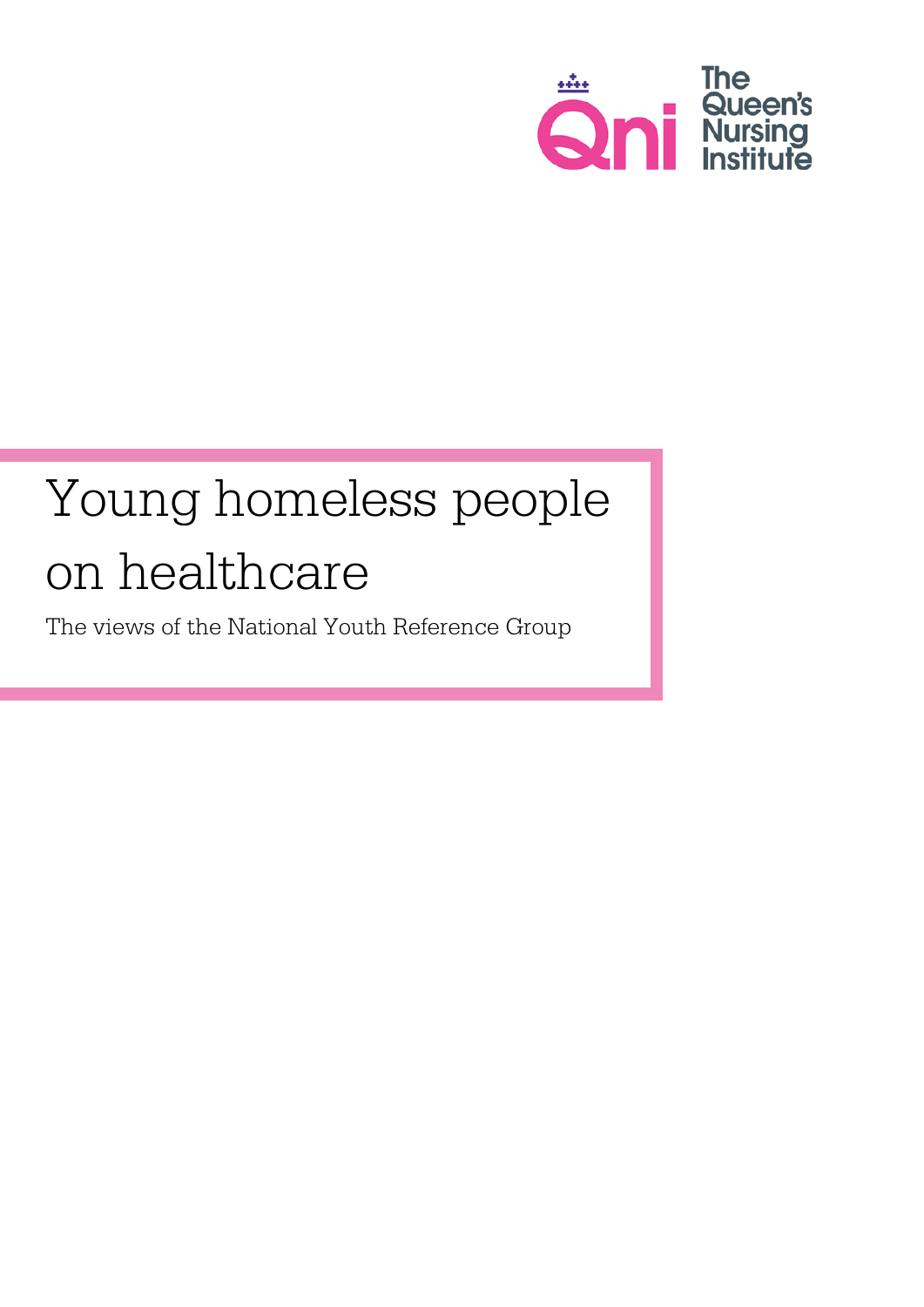The Queen's Nursing Institute

# Young homeless people on healthcare

The views of the National Youth Reference Group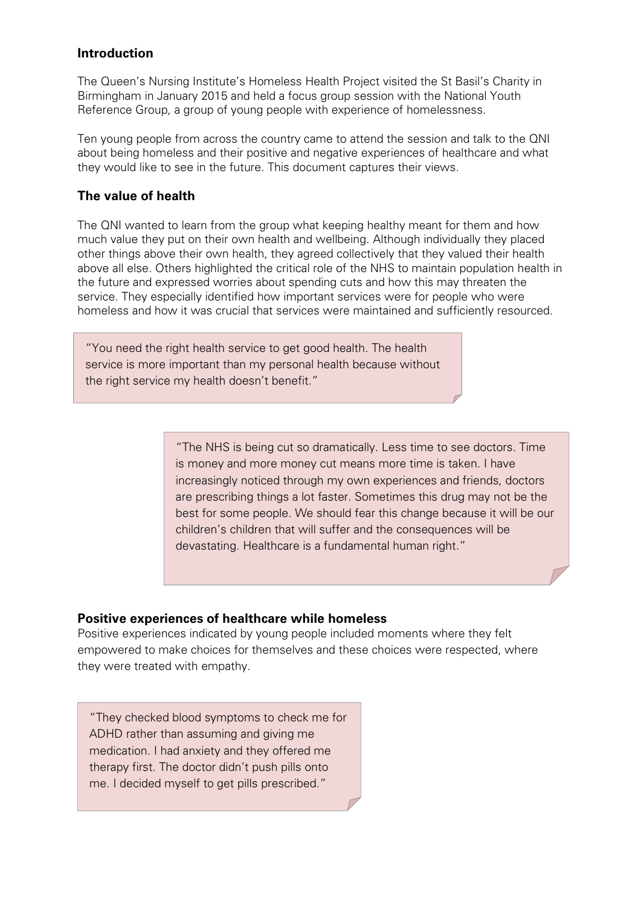## Introduction

The Queen's Nursing Institute's Homeless Health Project visited the St Basil's Charity in Birmingham in January 2015 and held a focus group session with the National Youth Reference Group, a group of young people with experience of homelessness.

Ten young people from across the country came to attend the session and talk to the QNI about being homeless and their positive and negative experiences of healthcare and what they would like to see in the future. This document captures their views.

## The value of health

The QNI wanted to learn from the group what keeping healthy meant for them and how much value they put on their own health and wellbeing. Although individually they placed other things above their own health, they agreed collectively that they valued their health above all else. Others highlighted the critical role of the NHS to maintain population health in the future and expressed worries about spending cuts and how this may threaten the service. They especially identified how important services were for people who were homeless and how it was crucial that services were maintained and sufficiently resourced.

> "You need the right health service to get good health. The health service is more important than my personal health because without the right service my health doesn't benefit."

> "The NHS is being cut so dramatically. Less time to see doctors. Time is money and more money cut means more time is taken. I have increasingly noticed through my own experiences and friends, doctors are prescribing things a lot faster. Sometimes this drug may not be the best for some people. We should fear this change because it will be our children's children that will suffer and the consequences will be devastating. Healthcare is a fundamental human right."

## Positive experiences of healthcare while homeless

Positive experiences indicated by young people included moments where they felt empowered to make choices for themselves and these choices were respected, where they were treated with empathy.

> "They checked blood symptoms to check me for ADHD rather than assuming and giving me medication. I had anxiety and they offered me therapy first. The doctor didn't push pills onto me. I decided myself to get pills prescribed."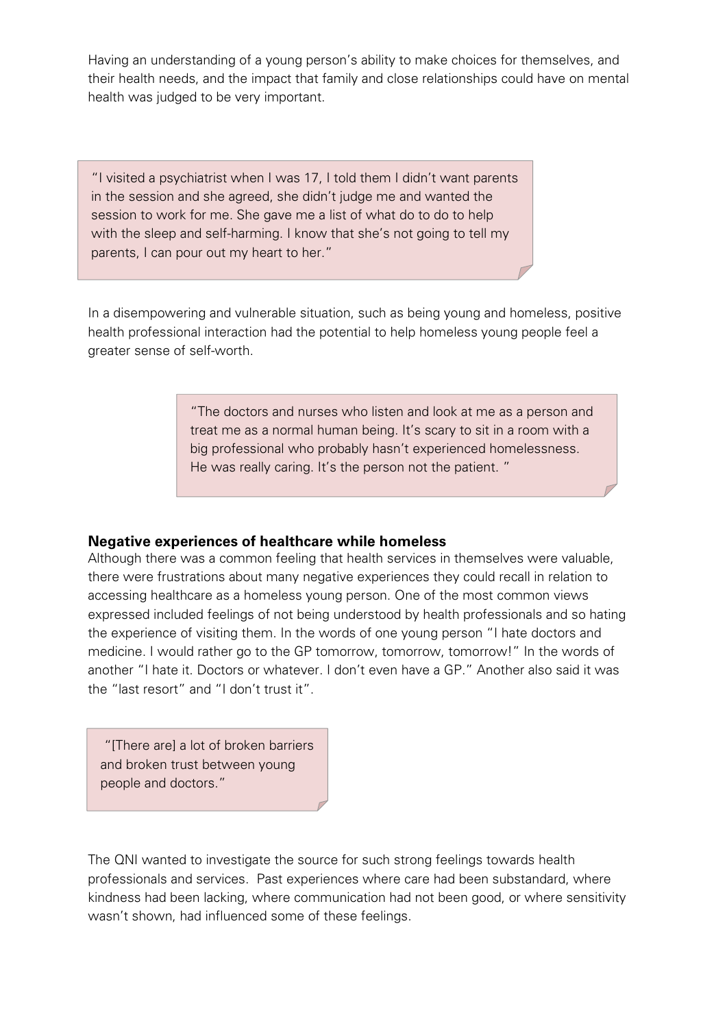Having an understanding of a young person's ability to make choices for themselves, and their health needs, and the impact that family and close relationships could have on mental health was judged to be very important.

> "I visited a psychiatrist when I was 17, I told them I didn't want parents in the session and she agreed, she didn't judge me and wanted the session to work for me. She gave me a list of what do to do to help with the sleep and self-harming. I know that she's not going to tell my parents, I can pour out my heart to her."

In a disempowering and vulnerable situation, such as being young and homeless, positive health professional interaction had the potential to help homeless young people feel a greater sense of self-worth.

> "The doctors and nurses who listen and look at me as a person and treat me as a normal human being. It's scary to sit in a room with a big professional who probably hasn't experienced homelessness. He was really caring. It's the person not the patient. "

**Negative experiences of healthcare while homeless**

Although there was a common feeling that health services in themselves were valuable, there were frustrations about many negative experiences they could recall in relation to accessing healthcare as a homeless young person. One of the most common views expressed included feelings of not being understood by health professionals and so hating the experience of visiting them. In the words of one young person "I hate doctors and medicine. I would rather go to the GP tomorrow, tomorrow, tomorrow!" In the words of another "I hate it. Doctors or whatever. I don't even have a GP." Another also said it was the "last resort" and "I don't trust it".

> "[There are] a lot of broken barriers and broken trust between young people and doctors."

The QNI wanted to investigate the source for such strong feelings towards health professionals and services. Past experiences where care had been substandard, where kindness had been lacking, where communication had not been good, or where sensitivity wasn't shown, had influenced some of these feelings.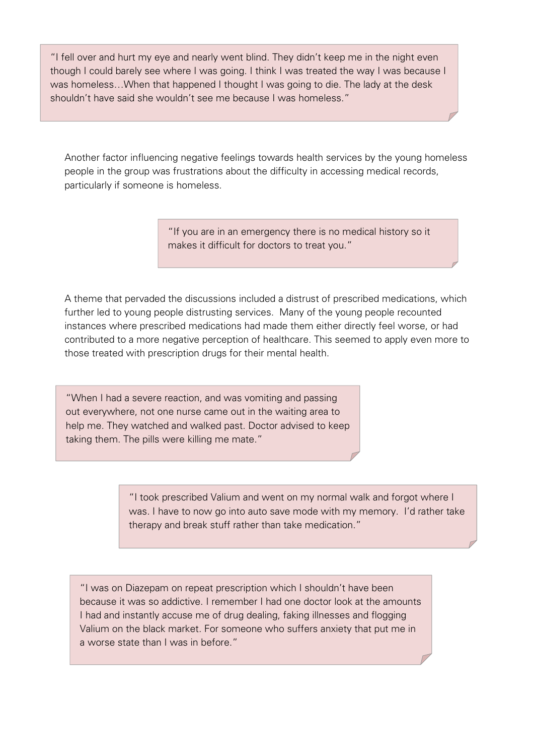> "I fell over and hurt my eye and nearly went blind. They didn't keep me in the night even though I could barely see where I was going. I think I was treated the way I was because I was homeless…When that happened I thought I was going to die. The lady at the desk shouldn't have said she wouldn't see me because I was homeless."

Another factor influencing negative feelings towards health services by the young homeless people in the group was frustrations about the difficulty in accessing medical records, particularly if someone is homeless.

> "If you are in an emergency there is no medical history so it makes it difficult for doctors to treat you."

A theme that pervaded the discussions included a distrust of prescribed medications, which further led to young people distrusting services. Many of the young people recounted instances where prescribed medications had made them either directly feel worse, or had contributed to a more negative perception of healthcare. This seemed to apply even more to those treated with prescription drugs for their mental health.

> "When I had a severe reaction, and was vomiting and passing out everywhere, not one nurse came out in the waiting area to help me. They watched and walked past. Doctor advised to keep taking them. The pills were killing me mate."

> "I took prescribed Valium and went on my normal walk and forgot where I was. I have to now go into auto save mode with my memory. I'd rather take therapy and break stuff rather than take medication."

> "I was on Diazepam on repeat prescription which I shouldn't have been because it was so addictive. I remember I had one doctor look at the amounts I had and instantly accuse me of drug dealing, faking illnesses and flogging Valium on the black market. For someone who suffers anxiety that put me in a worse state than I was in before."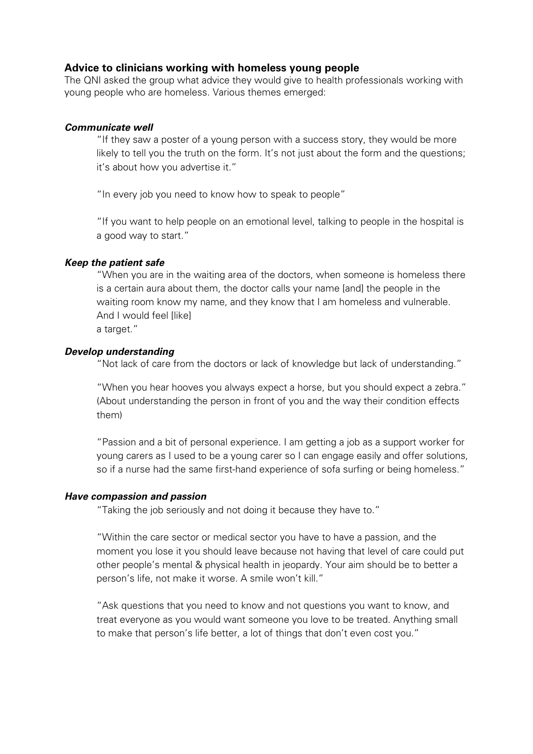## Advice to clinicians working with homeless young people

The QNI asked the group what advice they would give to health professionals working with young people who are homeless. Various themes emerged:

### *Communicate well*

> "If they saw a poster of a young person with a success story, they would be more likely to tell you the truth on the form. It's not just about the form and the questions; it's about how you advertise it."
>
> "In every job you need to know how to speak to people"
>
> "If you want to help people on an emotional level, talking to people in the hospital is a good way to start."

### *Keep the patient safe*

> "When you are in the waiting area of the doctors, when someone is homeless there is a certain aura about them, the doctor calls your name [and] the people in the waiting room know my name, and they know that I am homeless and vulnerable. And I would feel [like] a target."

### *Develop understanding*

> "Not lack of care from the doctors or lack of knowledge but lack of understanding."
>
> "When you hear hooves you always expect a horse, but you should expect a zebra." (About understanding the person in front of you and the way their condition effects them)
>
> "Passion and a bit of personal experience. I am getting a job as a support worker for young carers as I used to be a young carer so I can engage easily and offer solutions, so if a nurse had the same first-hand experience of sofa surfing or being homeless."

### *Have compassion and passion*

> "Taking the job seriously and not doing it because they have to."
>
> "Within the care sector or medical sector you have to have a passion, and the moment you lose it you should leave because not having that level of care could put other people's mental & physical health in jeopardy. Your aim should be to better a person's life, not make it worse. A smile won't kill."
>
> "Ask questions that you need to know and not questions you want to know, and treat everyone as you would want someone you love to be treated. Anything small to make that person's life better, a lot of things that don't even cost you."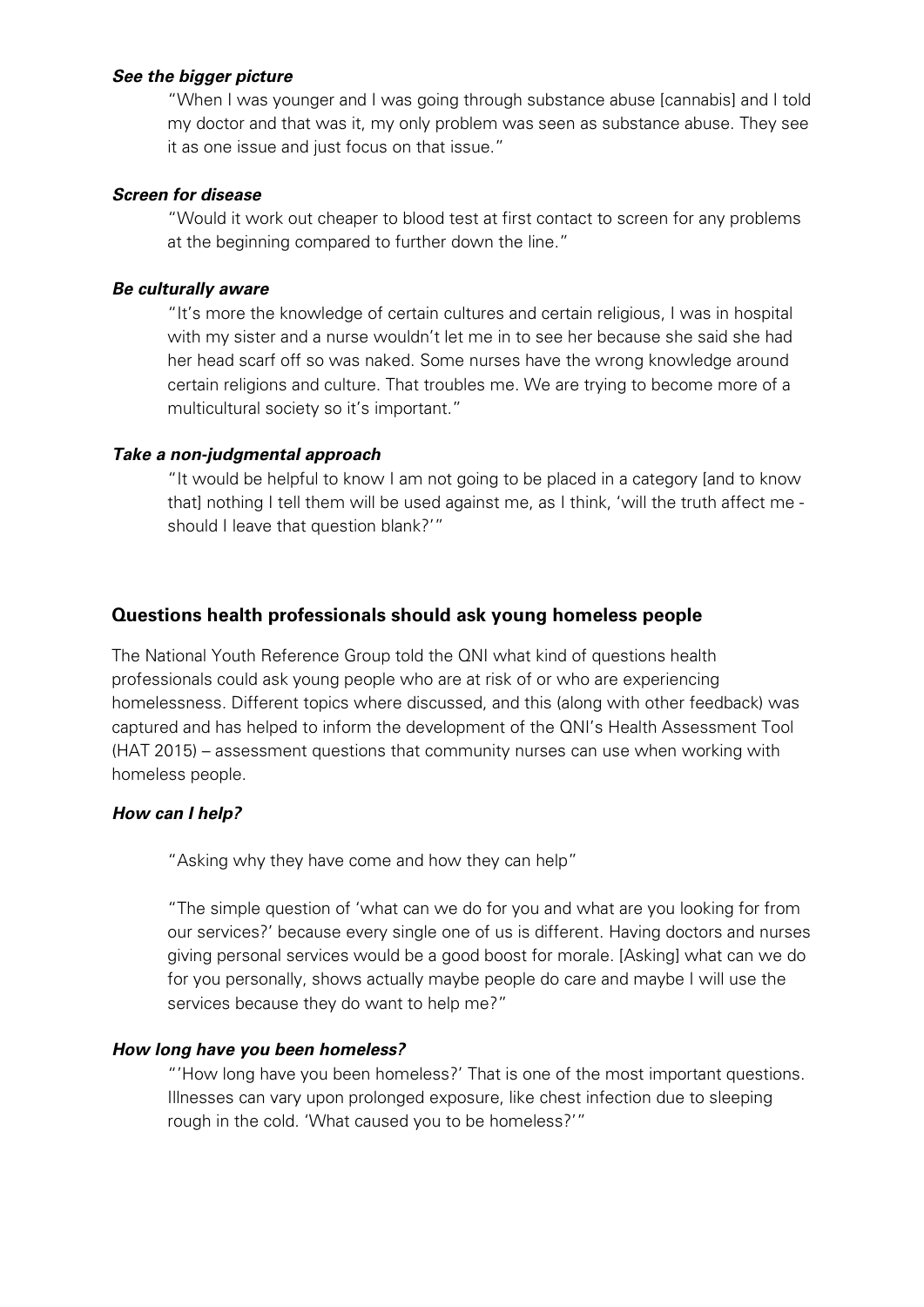***See the bigger picture***

> "When I was younger and I was going through substance abuse [cannabis] and I told my doctor and that was it, my only problem was seen as substance abuse. They see it as one issue and just focus on that issue."

***Screen for disease***

> "Would it work out cheaper to blood test at first contact to screen for any problems at the beginning compared to further down the line."

***Be culturally aware***

> "It's more the knowledge of certain cultures and certain religious, I was in hospital with my sister and a nurse wouldn't let me in to see her because she said she had her head scarf off so was naked. Some nurses have the wrong knowledge around certain religions and culture. That troubles me. We are trying to become more of a multicultural society so it's important."

***Take a non-judgmental approach***

> "It would be helpful to know I am not going to be placed in a category [and to know that] nothing I tell them will be used against me, as I think, 'will the truth affect me - should I leave that question blank?'"

## Questions health professionals should ask young homeless people

The National Youth Reference Group told the QNI what kind of questions health professionals could ask young people who are at risk of or who are experiencing homelessness. Different topics where discussed, and this (along with other feedback) was captured and has helped to inform the development of the QNI's Health Assessment Tool (HAT 2015) – assessment questions that community nurses can use when working with homeless people.

***How can I help?***

> "Asking why they have come and how they can help"
>
> "The simple question of 'what can we do for you and what are you looking for from our services?' because every single one of us is different. Having doctors and nurses giving personal services would be a good boost for morale. [Asking] what can we do for you personally, shows actually maybe people do care and maybe I will use the services because they do want to help me?"

***How long have you been homeless?***

> "'How long have you been homeless?' That is one of the most important questions. Illnesses can vary upon prolonged exposure, like chest infection due to sleeping rough in the cold. 'What caused you to be homeless?'"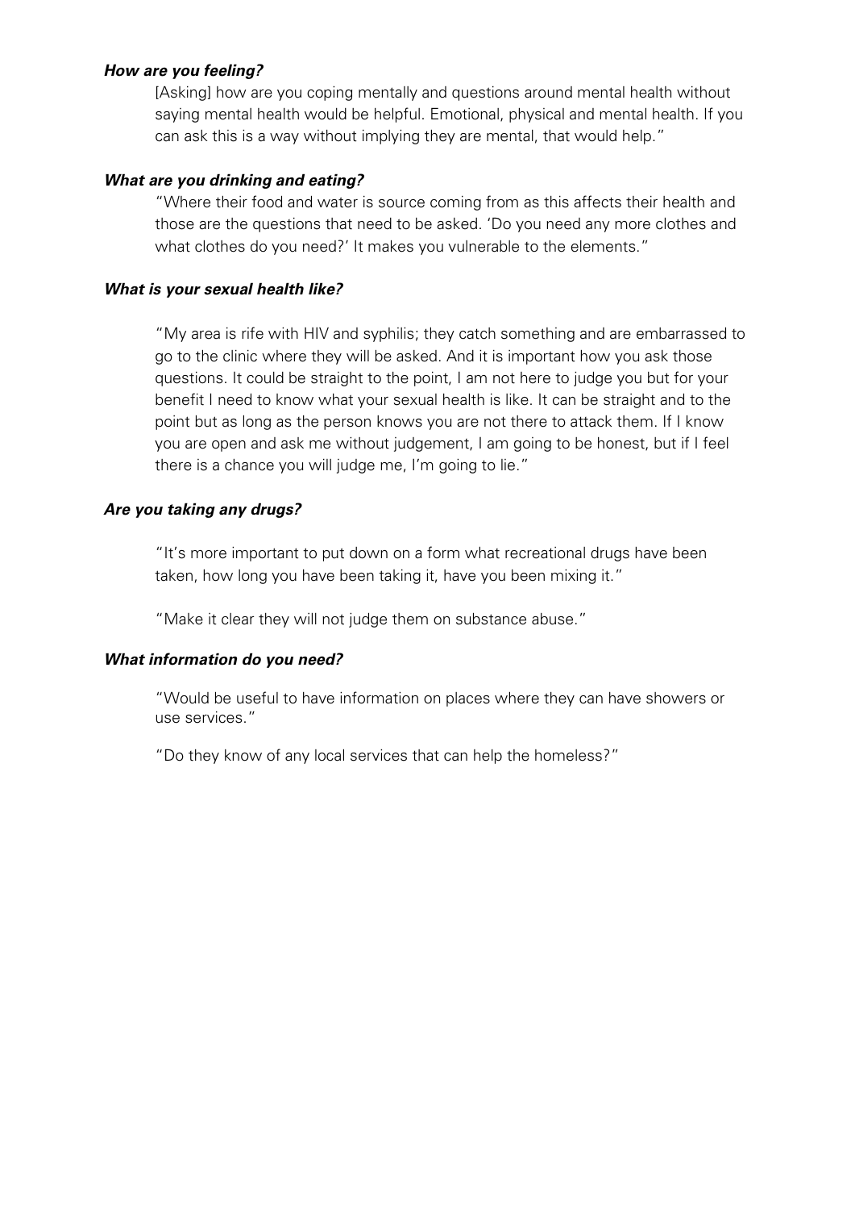***How are you feeling?***

> [Asking] how are you coping mentally and questions around mental health without saying mental health would be helpful. Emotional, physical and mental health. If you can ask this is a way without implying they are mental, that would help."

***What are you drinking and eating?***

> "Where their food and water is source coming from as this affects their health and those are the questions that need to be asked. 'Do you need any more clothes and what clothes do you need?' It makes you vulnerable to the elements."

***What is your sexual health like?***

> "My area is rife with HIV and syphilis; they catch something and are embarrassed to go to the clinic where they will be asked. And it is important how you ask those questions. It could be straight to the point, I am not here to judge you but for your benefit I need to know what your sexual health is like. It can be straight and to the point but as long as the person knows you are not there to attack them. If I know you are open and ask me without judgement, I am going to be honest, but if I feel there is a chance you will judge me, I'm going to lie."

***Are you taking any drugs?***

> "It's more important to put down on a form what recreational drugs have been taken, how long you have been taking it, have you been mixing it."
>
> "Make it clear they will not judge them on substance abuse."

***What information do you need?***

> "Would be useful to have information on places where they can have showers or use services."
>
> "Do they know of any local services that can help the homeless?"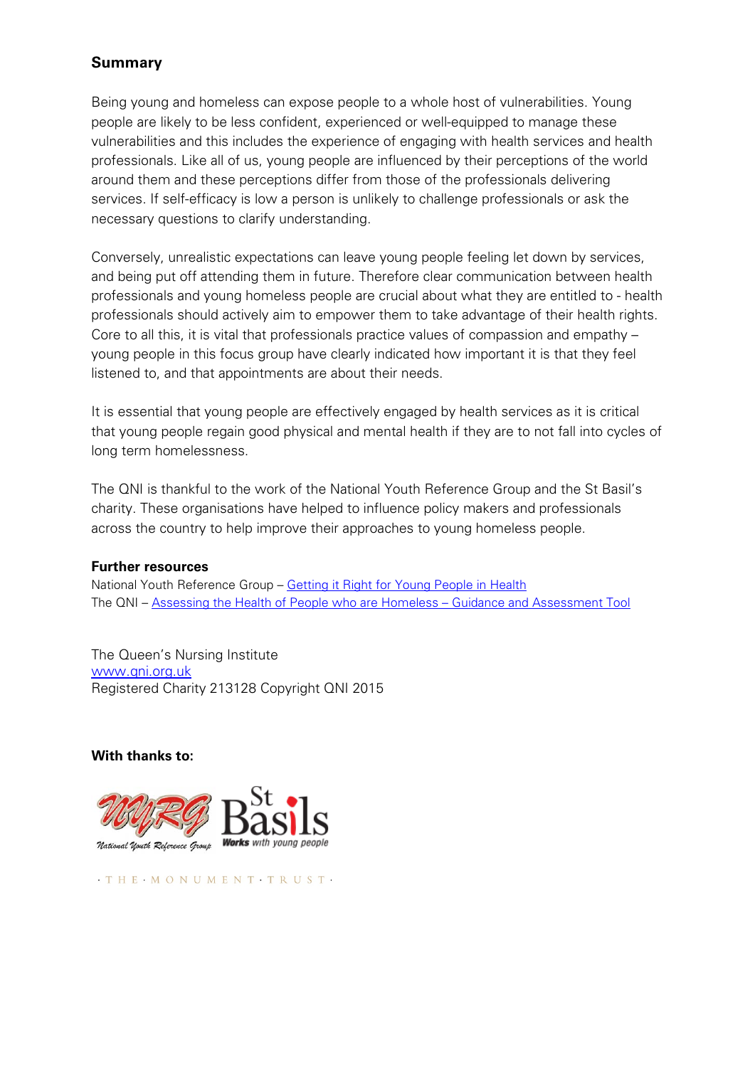## Summary

Being young and homeless can expose people to a whole host of vulnerabilities. Young people are likely to be less confident, experienced or well-equipped to manage these vulnerabilities and this includes the experience of engaging with health services and health professionals. Like all of us, young people are influenced by their perceptions of the world around them and these perceptions differ from those of the professionals delivering services. If self-efficacy is low a person is unlikely to challenge professionals or ask the necessary questions to clarify understanding.

Conversely, unrealistic expectations can leave young people feeling let down by services, and being put off attending them in future. Therefore clear communication between health professionals and young homeless people are crucial about what they are entitled to - health professionals should actively aim to empower them to take advantage of their health rights. Core to all this, it is vital that professionals practice values of compassion and empathy – young people in this focus group have clearly indicated how important it is that they feel listened to, and that appointments are about their needs.

It is essential that young people are effectively engaged by health services as it is critical that young people regain good physical and mental health if they are to not fall into cycles of long term homelessness.

The QNI is thankful to the work of the National Youth Reference Group and the St Basil's charity. These organisations have helped to influence policy makers and professionals across the country to help improve their approaches to young homeless people.

**Further resources**

National Youth Reference Group – Getting it Right for Young People in Health
The QNI – Assessing the Health of People who are Homeless – Guidance and Assessment Tool

The Queen's Nursing Institute
www.qni.org.uk
Registered Charity 213128 Copyright QNI 2015

**With thanks to:**

NYRG National Youth Reference Group

St Basils Works with young people

· THE · MONUMENT · TRUST ·